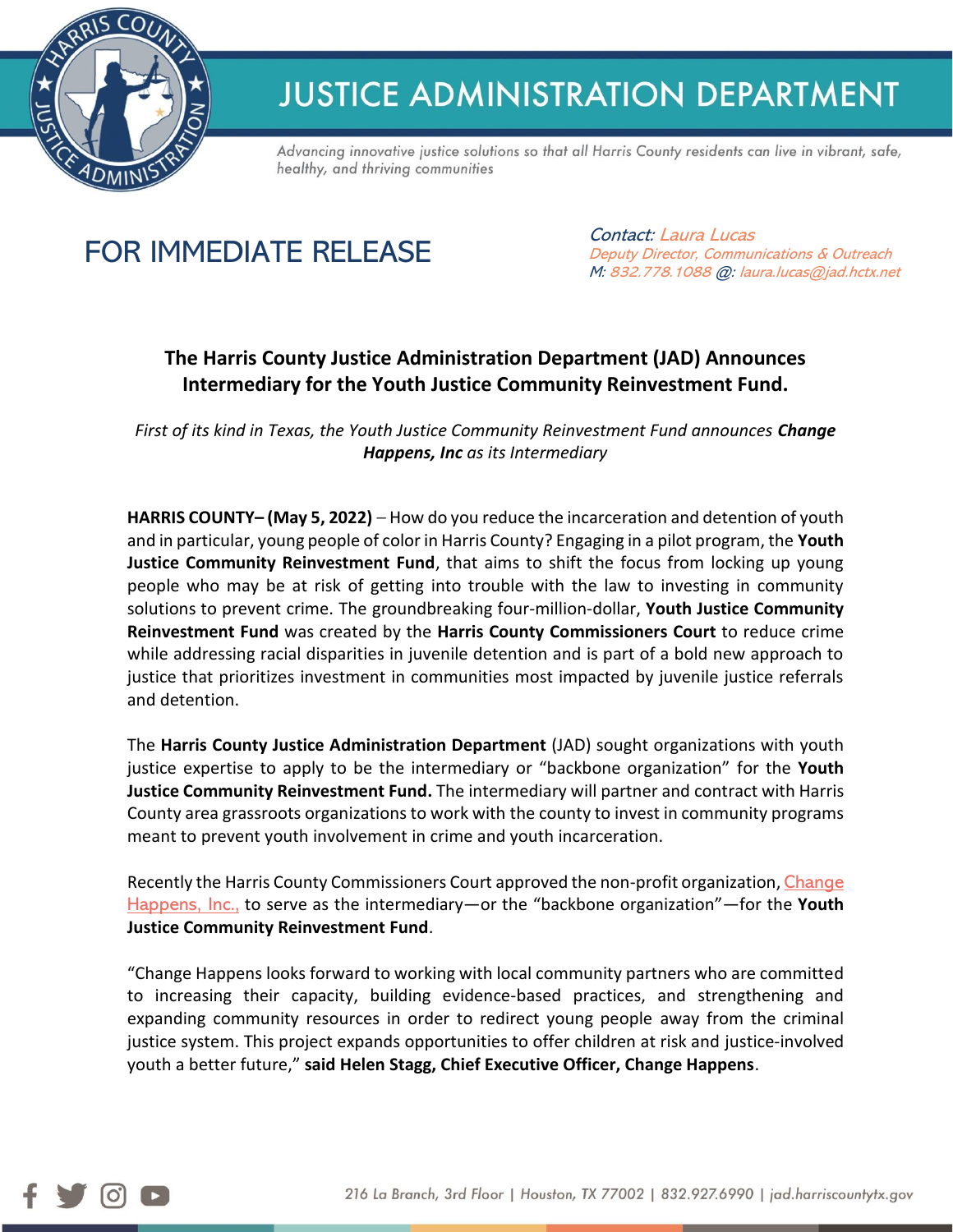# JUSTICE ADMINISTRATION DEPARTMENT

*Advancing innovative justice solutions so that all Harris County residents can live in vibrant, safe, healthy, and thriving communities*

## FOR IMMEDIATE RELEASE

*Contact: Laura Lucas*
*Deputy Director, Communications & Outreach*
*M: 832.778.1088 @: laura.lucas@jad.hctx.net*

### The Harris County Justice Administration Department (JAD) Announces Intermediary for the Youth Justice Community Reinvestment Fund.

*First of its kind in Texas, the Youth Justice Community Reinvestment Fund announces **Change Happens, Inc** as its Intermediary*

**HARRIS COUNTY– (May 5, 2022)** – How do you reduce the incarceration and detention of youth and in particular, young people of color in Harris County? Engaging in a pilot program, the **Youth Justice Community Reinvestment Fund**, that aims to shift the focus from locking up young people who may be at risk of getting into trouble with the law to investing in community solutions to prevent crime. The groundbreaking four-million-dollar, **Youth Justice Community Reinvestment Fund** was created by the **Harris County Commissioners Court** to reduce crime while addressing racial disparities in juvenile detention and is part of a bold new approach to justice that prioritizes investment in communities most impacted by juvenile justice referrals and detention.

The **Harris County Justice Administration Department** (JAD) sought organizations with youth justice expertise to apply to be the intermediary or "backbone organization" for the **Youth Justice Community Reinvestment Fund.** The intermediary will partner and contract with Harris County area grassroots organizations to work with the county to invest in community programs meant to prevent youth involvement in crime and youth incarceration.

Recently the Harris County Commissioners Court approved the non-profit organization, Change Happens, Inc., to serve as the intermediary—or the "backbone organization"—for the **Youth Justice Community Reinvestment Fund**.

"Change Happens looks forward to working with local community partners who are committed to increasing their capacity, building evidence-based practices, and strengthening and expanding community resources in order to redirect young people away from the criminal justice system. This project expands opportunities to offer children at risk and justice-involved youth a better future," **said Helen Stagg, Chief Executive Officer, Change Happens**.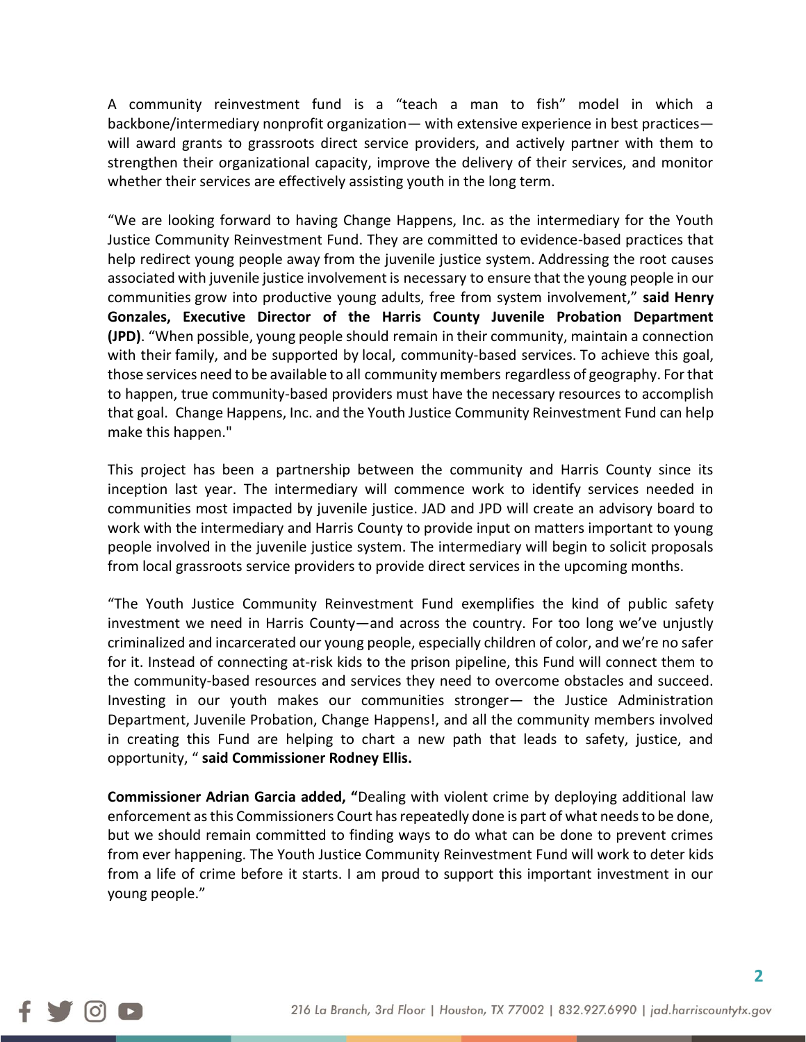A community reinvestment fund is a "teach a man to fish" model in which a backbone/intermediary nonprofit organization— with extensive experience in best practices—will award grants to grassroots direct service providers, and actively partner with them to strengthen their organizational capacity, improve the delivery of their services, and monitor whether their services are effectively assisting youth in the long term.

"We are looking forward to having Change Happens, Inc. as the intermediary for the Youth Justice Community Reinvestment Fund. They are committed to evidence-based practices that help redirect young people away from the juvenile justice system. Addressing the root causes associated with juvenile justice involvement is necessary to ensure that the young people in our communities grow into productive young adults, free from system involvement," **said Henry Gonzales, Executive Director of the Harris County Juvenile Probation Department (JPD)**. "When possible, young people should remain in their community, maintain a connection with their family, and be supported by local, community-based services. To achieve this goal, those services need to be available to all community members regardless of geography. For that to happen, true community-based providers must have the necessary resources to accomplish that goal. Change Happens, Inc. and the Youth Justice Community Reinvestment Fund can help make this happen."

This project has been a partnership between the community and Harris County since its inception last year. The intermediary will commence work to identify services needed in communities most impacted by juvenile justice. JAD and JPD will create an advisory board to work with the intermediary and Harris County to provide input on matters important to young people involved in the juvenile justice system. The intermediary will begin to solicit proposals from local grassroots service providers to provide direct services in the upcoming months.

"The Youth Justice Community Reinvestment Fund exemplifies the kind of public safety investment we need in Harris County—and across the country. For too long we've unjustly criminalized and incarcerated our young people, especially children of color, and we're no safer for it. Instead of connecting at-risk kids to the prison pipeline, this Fund will connect them to the community-based resources and services they need to overcome obstacles and succeed. Investing in our youth makes our communities stronger— the Justice Administration Department, Juvenile Probation, Change Happens!, and all the community members involved in creating this Fund are helping to chart a new path that leads to safety, justice, and opportunity, " **said Commissioner Rodney Ellis.**

**Commissioner Adrian Garcia added, "**Dealing with violent crime by deploying additional law enforcement as this Commissioners Court has repeatedly done is part of what needs to be done, but we should remain committed to finding ways to do what can be done to prevent crimes from ever happening. The Youth Justice Community Reinvestment Fund will work to deter kids from a life of crime before it starts. I am proud to support this important investment in our young people."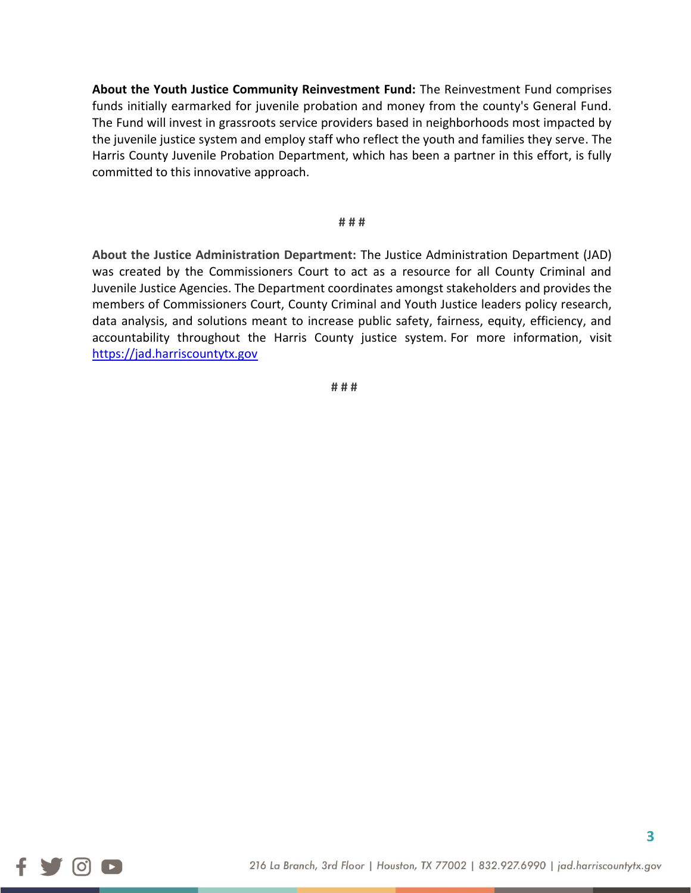**About the Youth Justice Community Reinvestment Fund:** The Reinvestment Fund comprises funds initially earmarked for juvenile probation and money from the county's General Fund. The Fund will invest in grassroots service providers based in neighborhoods most impacted by the juvenile justice system and employ staff who reflect the youth and families they serve. The Harris County Juvenile Probation Department, which has been a partner in this effort, is fully committed to this innovative approach.

# # #

**About the Justice Administration Department:** The Justice Administration Department (JAD) was created by the Commissioners Court to act as a resource for all County Criminal and Juvenile Justice Agencies. The Department coordinates amongst stakeholders and provides the members of Commissioners Court, County Criminal and Youth Justice leaders policy research, data analysis, and solutions meant to increase public safety, fairness, equity, efficiency, and accountability throughout the Harris County justice system. For more information, visit [https://jad.harriscountytx.gov](https://jad.harriscountytx.gov)

# # #

216 La Branch, 3rd Floor | Houston, TX 77002 | 832.927.6990 | jad.harriscountytx.gov